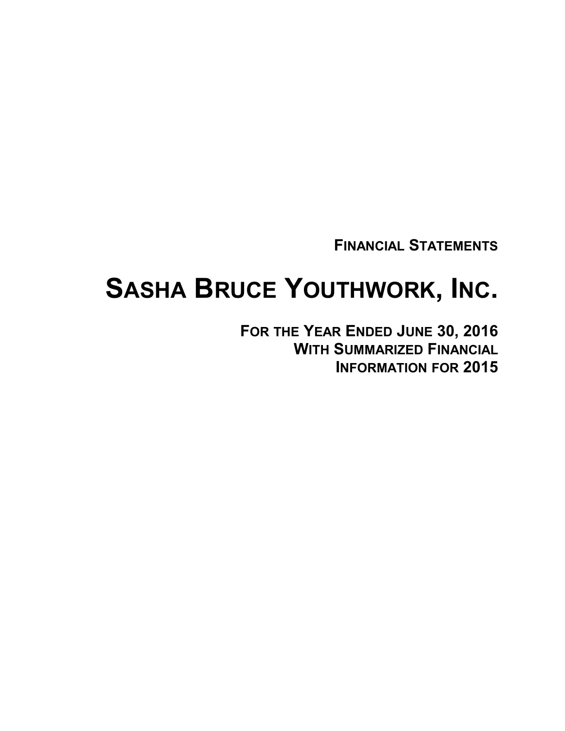**FINANCIAL STATEMENTS**

# SASHA BRUCE YOUTHWORK, INC.

**FOR THE YEAR ENDED JUNE 30, 2016**
**WITH SUMMARIZED FINANCIAL**
**INFORMATION FOR 2015**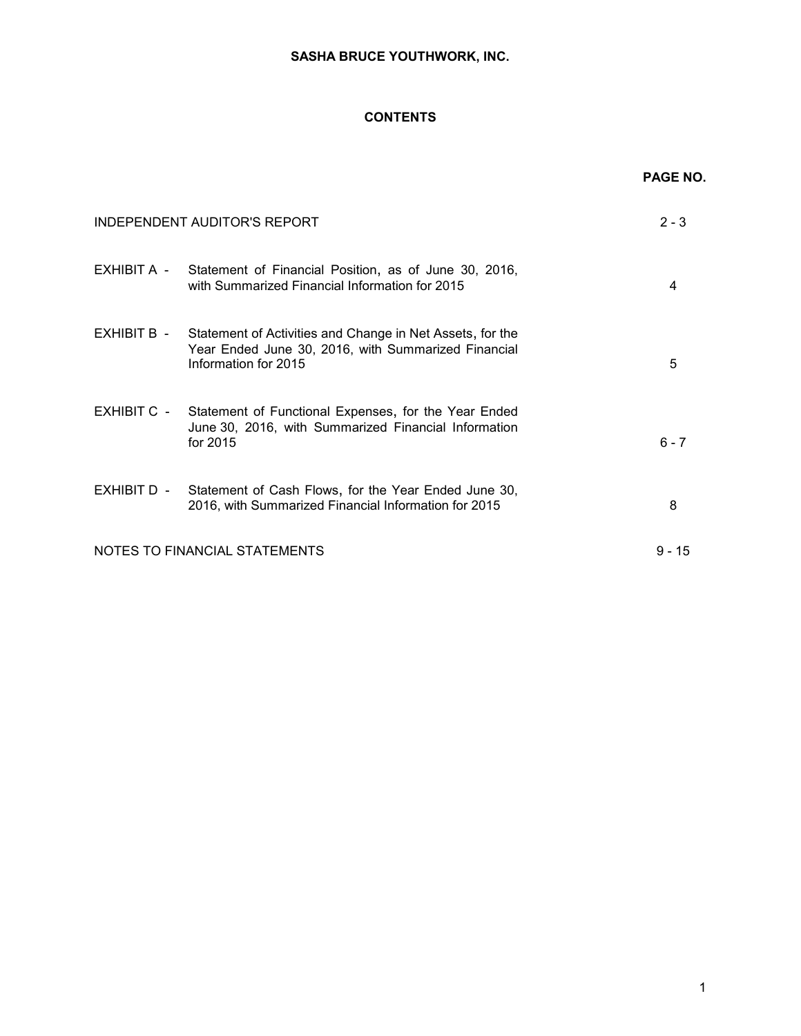# SASHA BRUCE YOUTHWORK, INC.

## CONTENTS

| | | PAGE NO. |
|---|---|---|
| INDEPENDENT AUDITOR'S REPORT | | 2 - 3 |
| EXHIBIT A - | Statement of Financial Position, as of June 30, 2016, with Summarized Financial Information for 2015 | 4 |
| EXHIBIT B - | Statement of Activities and Change in Net Assets, for the Year Ended June 30, 2016, with Summarized Financial Information for 2015 | 5 |
| EXHIBIT C - | Statement of Functional Expenses, for the Year Ended June 30, 2016, with Summarized Financial Information for 2015 | 6 - 7 |
| EXHIBIT D - | Statement of Cash Flows, for the Year Ended June 30, 2016, with Summarized Financial Information for 2015 | 8 |
| NOTES TO FINANCIAL STATEMENTS | | 9 - 15 |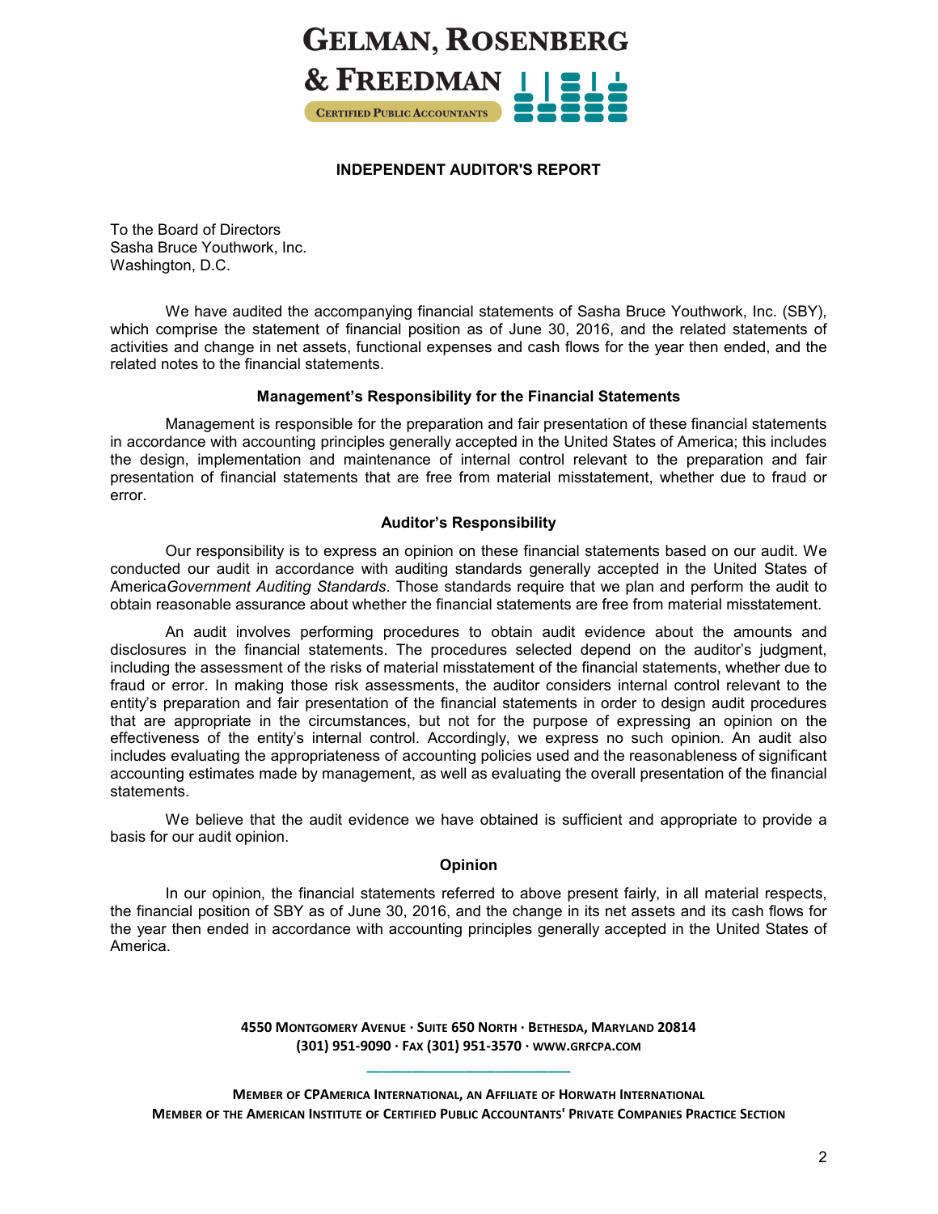# GELMAN, ROSENBERG & FREEDMAN

CERTIFIED PUBLIC ACCOUNTANTS

## INDEPENDENT AUDITOR'S REPORT

To the Board of Directors
Sasha Bruce Youthwork, Inc.
Washington, D.C.

We have audited the accompanying financial statements of Sasha Bruce Youthwork, Inc. (SBY), which comprise the statement of financial position as of June 30, 2016, and the related statements of activities and change in net assets, functional expenses and cash flows for the year then ended, and the related notes to the financial statements.

### Management's Responsibility for the Financial Statements

Management is responsible for the preparation and fair presentation of these financial statements in accordance with accounting principles generally accepted in the United States of America; this includes the design, implementation and maintenance of internal control relevant to the preparation and fair presentation of financial statements that are free from material misstatement, whether due to fraud or error.

### Auditor's Responsibility

Our responsibility is to express an opinion on these financial statements based on our audit. We conducted our audit in accordance with auditing standards generally accepted in the United States of America*Government Auditing Standards*. Those standards require that we plan and perform the audit to obtain reasonable assurance about whether the financial statements are free from material misstatement.

An audit involves performing procedures to obtain audit evidence about the amounts and disclosures in the financial statements. The procedures selected depend on the auditor's judgment, including the assessment of the risks of material misstatement of the financial statements, whether due to fraud or error. In making those risk assessments, the auditor considers internal control relevant to the entity's preparation and fair presentation of the financial statements in order to design audit procedures that are appropriate in the circumstances, but not for the purpose of expressing an opinion on the effectiveness of the entity's internal control. Accordingly, we express no such opinion. An audit also includes evaluating the appropriateness of accounting policies used and the reasonableness of significant accounting estimates made by management, as well as evaluating the overall presentation of the financial statements.

We believe that the audit evidence we have obtained is sufficient and appropriate to provide a basis for our audit opinion.

### Opinion

In our opinion, the financial statements referred to above present fairly, in all material respects, the financial position of SBY as of June 30, 2016, and the change in its net assets and its cash flows for the year then ended in accordance with accounting principles generally accepted in the United States of America.

4550 MONTGOMERY AVENUE · SUITE 650 NORTH · BETHESDA, MARYLAND 20814
(301) 951-9090 · FAX (301) 951-3570 · WWW.GRFCPA.COM

MEMBER OF CPAMERICA INTERNATIONAL, AN AFFILIATE OF HORWATH INTERNATIONAL
MEMBER OF THE AMERICAN INSTITUTE OF CERTIFIED PUBLIC ACCOUNTANTS' PRIVATE COMPANIES PRACTICE SECTION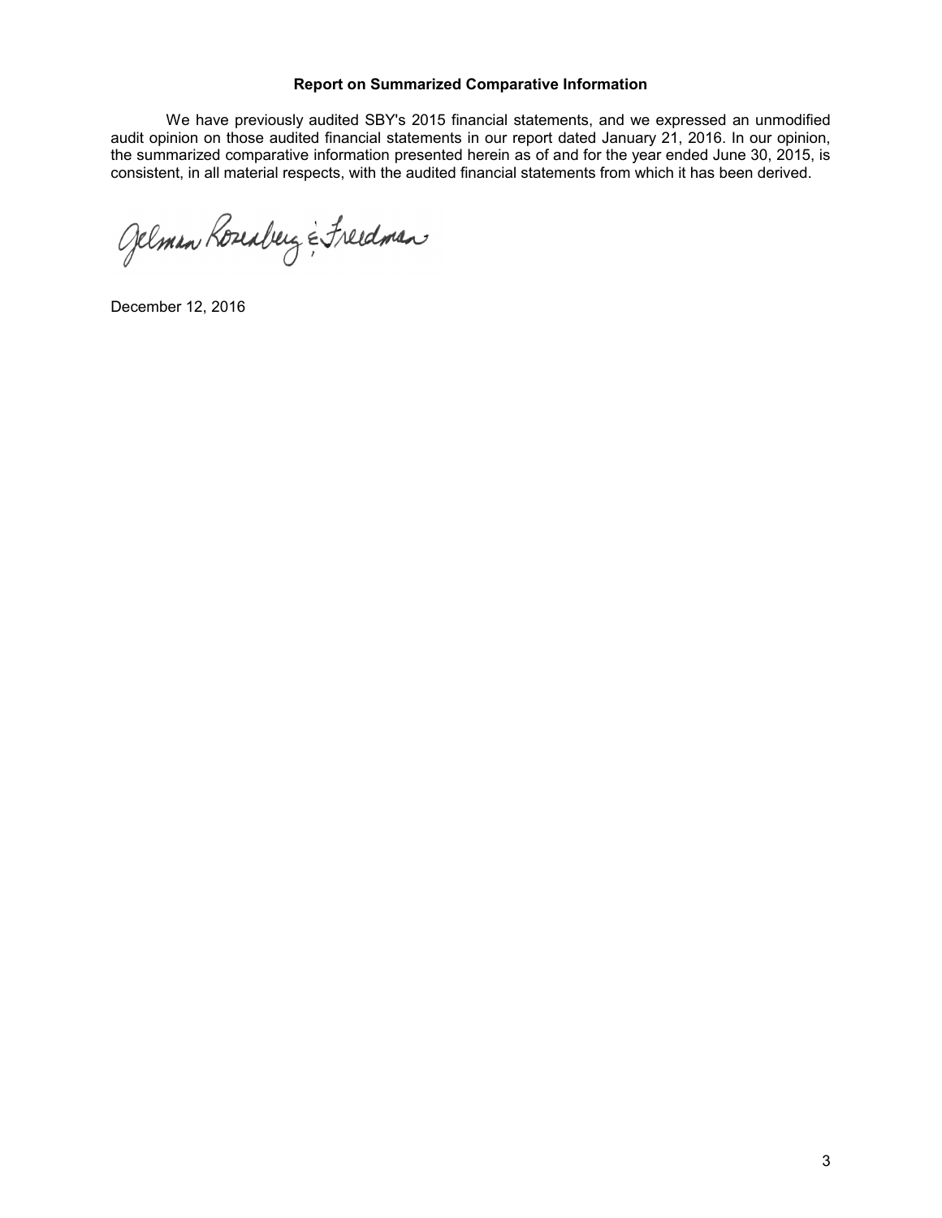### Report on Summarized Comparative Information

We have previously audited SBY's 2015 financial statements, and we expressed an unmodified audit opinion on those audited financial statements in our report dated January 21, 2016. In our opinion, the summarized comparative information presented herein as of and for the year ended June 30, 2015, is consistent, in all material respects, with the audited financial statements from which it has been derived.

Gelman Rosenberg & Freedman

December 12, 2016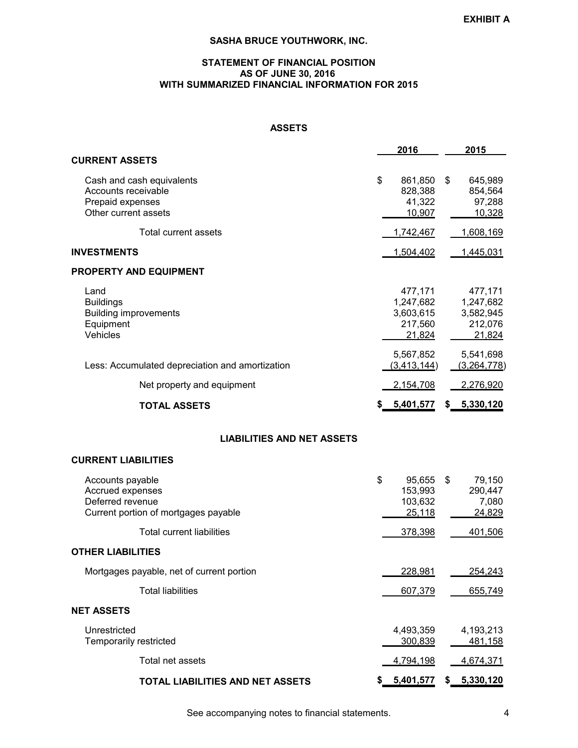**EXHIBIT A**

# SASHA BRUCE YOUTHWORK, INC.

## STATEMENT OF FINANCIAL POSITION
## AS OF JUNE 30, 2016
## WITH SUMMARIZED FINANCIAL INFORMATION FOR 2015

### ASSETS

| | 2016 | 2015 |
|---|---|---|
| **CURRENT ASSETS** | | |
| Cash and cash equivalents | $ 861,850 | $ 645,989 |
| Accounts receivable | 828,388 | 854,564 |
| Prepaid expenses | 41,322 | 97,288 |
| Other current assets | 10,907 | 10,328 |
| Total current assets | 1,742,467 | 1,608,169 |
| **INVESTMENTS** | 1,504,402 | 1,445,031 |
| **PROPERTY AND EQUIPMENT** | | |
| Land | 477,171 | 477,171 |
| Buildings | 1,247,682 | 1,247,682 |
| Building improvements | 3,603,615 | 3,582,945 |
| Equipment | 217,560 | 212,076 |
| Vehicles | 21,824 | 21,824 |
| | 5,567,852 | 5,541,698 |
| Less: Accumulated depreciation and amortization | (3,413,144) | (3,264,778) |
| Net property and equipment | 2,154,708 | 2,276,920 |
| **TOTAL ASSETS** | **$ 5,401,577** | **$ 5,330,120** |

### LIABILITIES AND NET ASSETS

| | 2016 | 2015 |
|---|---|---|
| **CURRENT LIABILITIES** | | |
| Accounts payable | $ 95,655 | $ 79,150 |
| Accrued expenses | 153,993 | 290,447 |
| Deferred revenue | 103,632 | 7,080 |
| Current portion of mortgages payable | 25,118 | 24,829 |
| Total current liabilities | 378,398 | 401,506 |
| **OTHER LIABILITIES** | | |
| Mortgages payable, net of current portion | 228,981 | 254,243 |
| Total liabilities | 607,379 | 655,749 |
| **NET ASSETS** | | |
| Unrestricted | 4,493,359 | 4,193,213 |
| Temporarily restricted | 300,839 | 481,158 |
| Total net assets | 4,794,198 | 4,674,371 |
| **TOTAL LIABILITIES AND NET ASSETS** | **$ 5,401,577** | **$ 5,330,120** |

See accompanying notes to financial statements.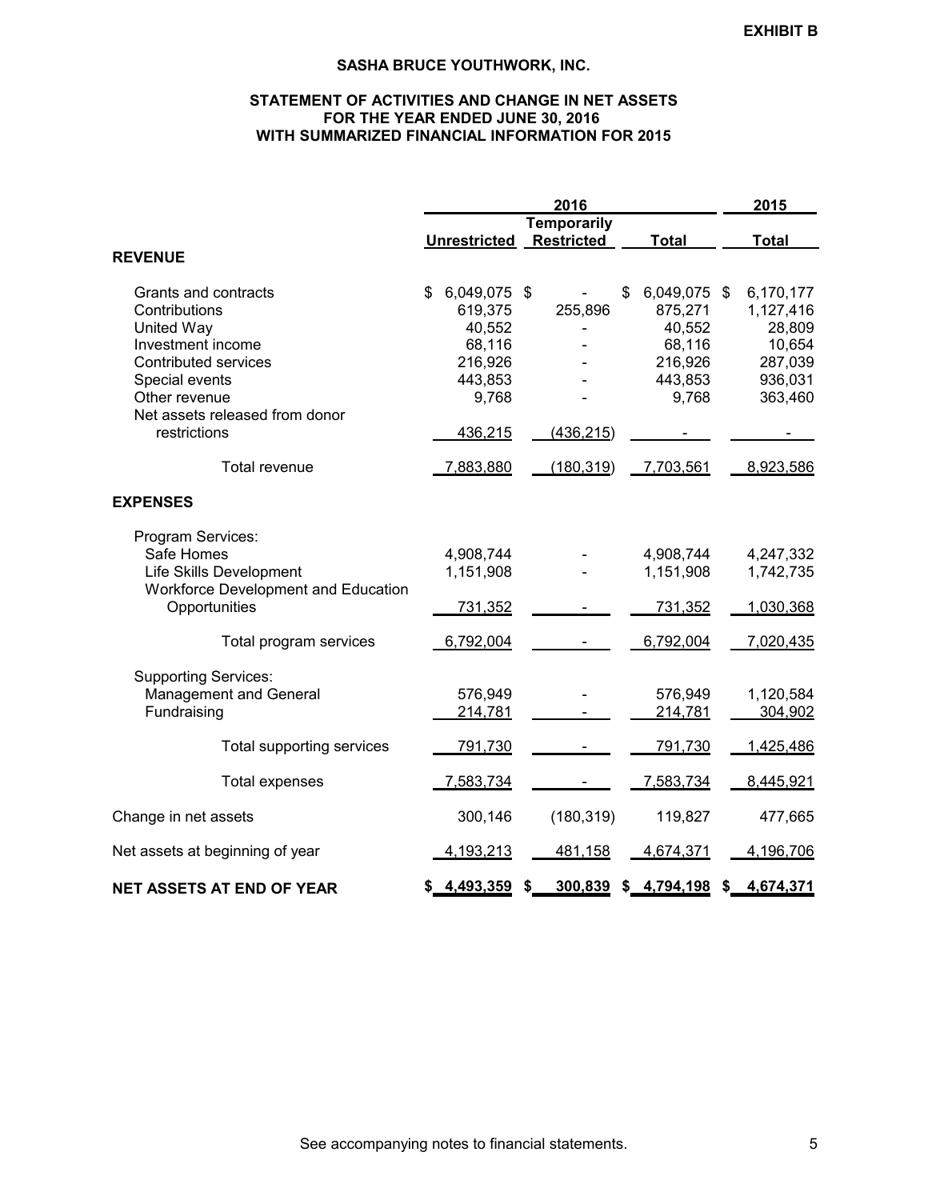EXHIBIT B

## SASHA BRUCE YOUTHWORK, INC.

### STATEMENT OF ACTIVITIES AND CHANGE IN NET ASSETS
### FOR THE YEAR ENDED JUNE 30, 2016
### WITH SUMMARIZED FINANCIAL INFORMATION FOR 2015

| | 2016 | | | 2015 |
|---|---|---|---|---|
| | Unrestricted | Temporarily Restricted | Total | Total |
| **REVENUE** | | | | |
| Grants and contracts | $ 6,049,075 | $ - | $ 6,049,075 | $ 6,170,177 |
| Contributions | 619,375 | 255,896 | 875,271 | 1,127,416 |
| United Way | 40,552 | - | 40,552 | 28,809 |
| Investment income | 68,116 | - | 68,116 | 10,654 |
| Contributed services | 216,926 | - | 216,926 | 287,039 |
| Special events | 443,853 | - | 443,853 | 936,031 |
| Other revenue | 9,768 | - | 9,768 | 363,460 |
| Net assets released from donor restrictions | 436,215 | (436,215) | - | - |
| Total revenue | 7,883,880 | (180,319) | 7,703,561 | 8,923,586 |
| **EXPENSES** | | | | |
| Program Services: | | | | |
| Safe Homes | 4,908,744 | - | 4,908,744 | 4,247,332 |
| Life Skills Development | 1,151,908 | - | 1,151,908 | 1,742,735 |
| Workforce Development and Education Opportunities | 731,352 | - | 731,352 | 1,030,368 |
| Total program services | 6,792,004 | - | 6,792,004 | 7,020,435 |
| Supporting Services: | | | | |
| Management and General | 576,949 | - | 576,949 | 1,120,584 |
| Fundraising | 214,781 | - | 214,781 | 304,902 |
| Total supporting services | 791,730 | - | 791,730 | 1,425,486 |
| Total expenses | 7,583,734 | - | 7,583,734 | 8,445,921 |
| Change in net assets | 300,146 | (180,319) | 119,827 | 477,665 |
| Net assets at beginning of year | 4,193,213 | 481,158 | 4,674,371 | 4,196,706 |
| **NET ASSETS AT END OF YEAR** | **$ 4,493,359** | **$ 300,839** | **$ 4,794,198** | **$ 4,674,371** |

See accompanying notes to financial statements.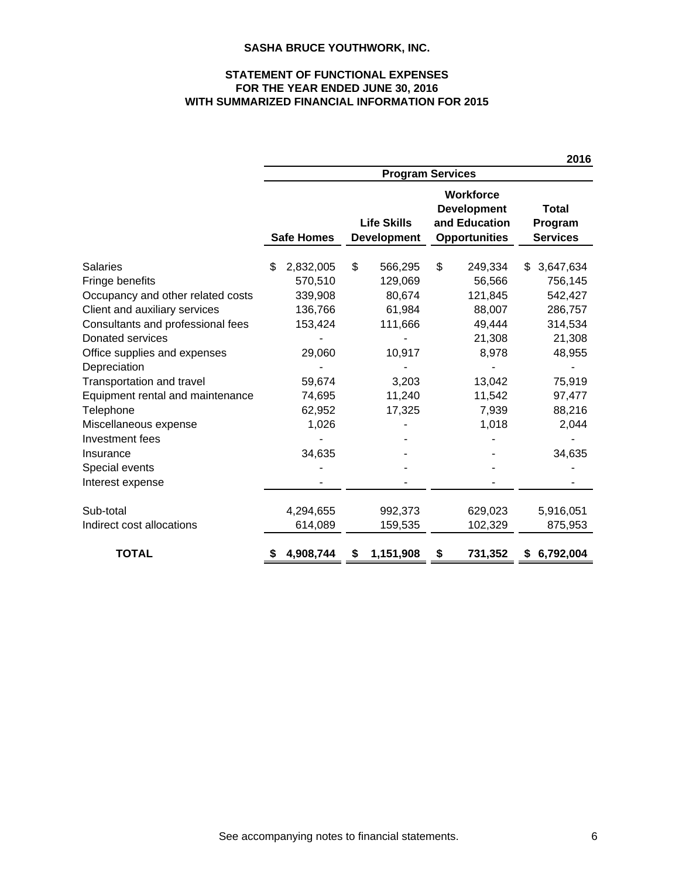**SASHA BRUCE YOUTHWORK, INC.**

**STATEMENT OF FUNCTIONAL EXPENSES**
**FOR THE YEAR ENDED JUNE 30, 2016**
**WITH SUMMARIZED FINANCIAL INFORMATION FOR 2015**

| | 2016 | | | |
|---|---|---|---|---|
| | Program Services | | | |
| | **Safe Homes** | **Life Skills Development** | **Workforce Development and Education Opportunities** | **Total Program Services** |
| Salaries | $ 2,832,005 | $ 566,295 | $ 249,334 | $ 3,647,634 |
| Fringe benefits | 570,510 | 129,069 | 56,566 | 756,145 |
| Occupancy and other related costs | 339,908 | 80,674 | 121,845 | 542,427 |
| Client and auxiliary services | 136,766 | 61,984 | 88,007 | 286,757 |
| Consultants and professional fees | 153,424 | 111,666 | 49,444 | 314,534 |
| Donated services | - | - | 21,308 | 21,308 |
| Office supplies and expenses | 29,060 | 10,917 | 8,978 | 48,955 |
| Depreciation | - | - | - | - |
| Transportation and travel | 59,674 | 3,203 | 13,042 | 75,919 |
| Equipment rental and maintenance | 74,695 | 11,240 | 11,542 | 97,477 |
| Telephone | 62,952 | 17,325 | 7,939 | 88,216 |
| Miscellaneous expense | 1,026 | - | 1,018 | 2,044 |
| Investment fees | - | - | - | - |
| Insurance | 34,635 | - | - | 34,635 |
| Special events | - | - | - | - |
| Interest expense | - | - | - | - |
| Sub-total | 4,294,655 | 992,373 | 629,023 | 5,916,051 |
| Indirect cost allocations | 614,089 | 159,535 | 102,329 | 875,953 |
| **TOTAL** | **$ 4,908,744** | **$ 1,151,908** | **$ 731,352** | **$ 6,792,004** |

See accompanying notes to financial statements.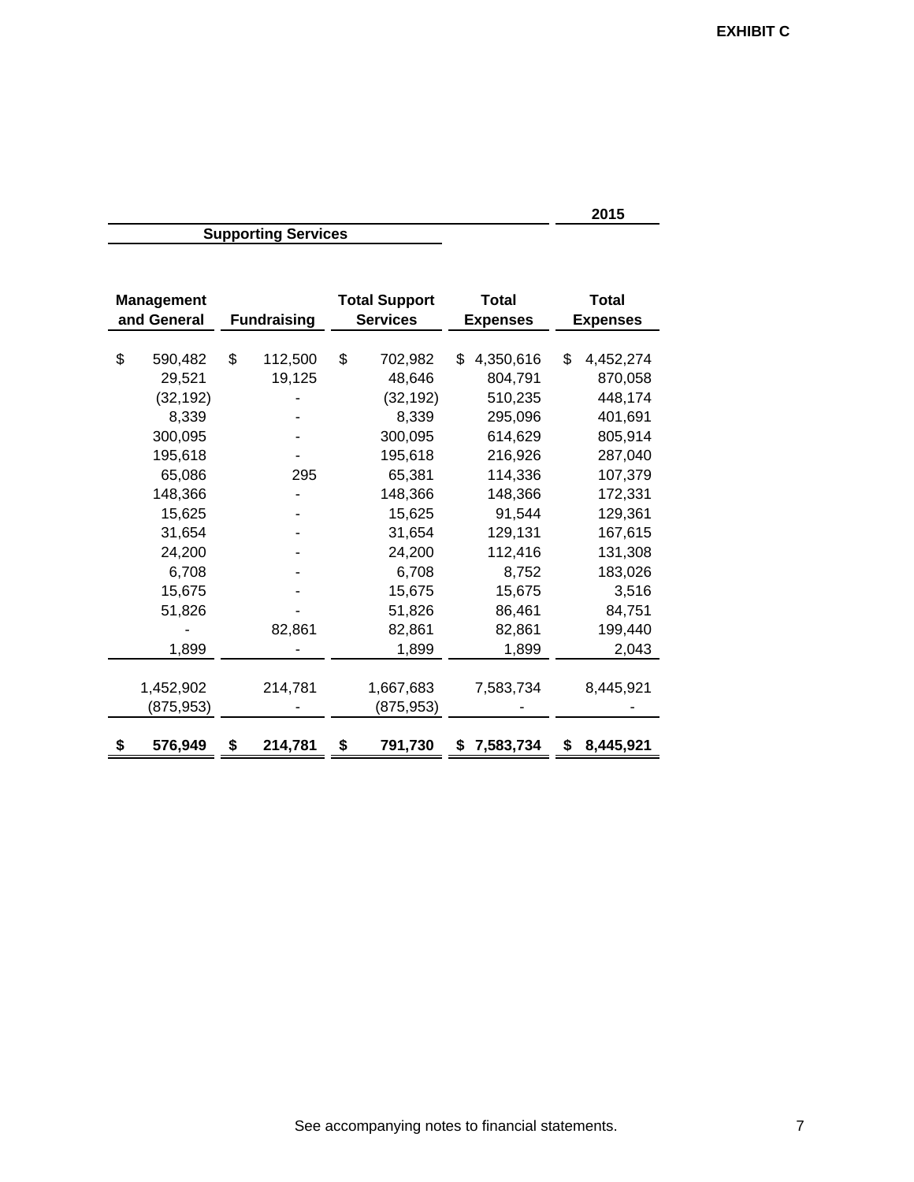**EXHIBIT C**

| Supporting Services | | | | 2015 |
|---|---|---|---|---|
| Management and General | Fundraising | Total Support Services | Total Expenses | Total Expenses |
| $ 590,482 | $ 112,500 | $ 702,982 | $ 4,350,616 | $ 4,452,274 |
| 29,521 | 19,125 | 48,646 | 804,791 | 870,058 |
| (32,192) | - | (32,192) | 510,235 | 448,174 |
| 8,339 | - | 8,339 | 295,096 | 401,691 |
| 300,095 | - | 300,095 | 614,629 | 805,914 |
| 195,618 | - | 195,618 | 216,926 | 287,040 |
| 65,086 | 295 | 65,381 | 114,336 | 107,379 |
| 148,366 | - | 148,366 | 148,366 | 172,331 |
| 15,625 | - | 15,625 | 91,544 | 129,361 |
| 31,654 | - | 31,654 | 129,131 | 167,615 |
| 24,200 | - | 24,200 | 112,416 | 131,308 |
| 6,708 | - | 6,708 | 8,752 | 183,026 |
| 15,675 | - | 15,675 | 15,675 | 3,516 |
| 51,826 | - | 51,826 | 86,461 | 84,751 |
| - | 82,861 | 82,861 | 82,861 | 199,440 |
| 1,899 | - | 1,899 | 1,899 | 2,043 |
| 1,452,902 | 214,781 | 1,667,683 | 7,583,734 | 8,445,921 |
| (875,953) | - | (875,953) | - | - |
| **$ 576,949** | **$ 214,781** | **$ 791,730** | **$ 7,583,734** | **$ 8,445,921** |

See accompanying notes to financial statements.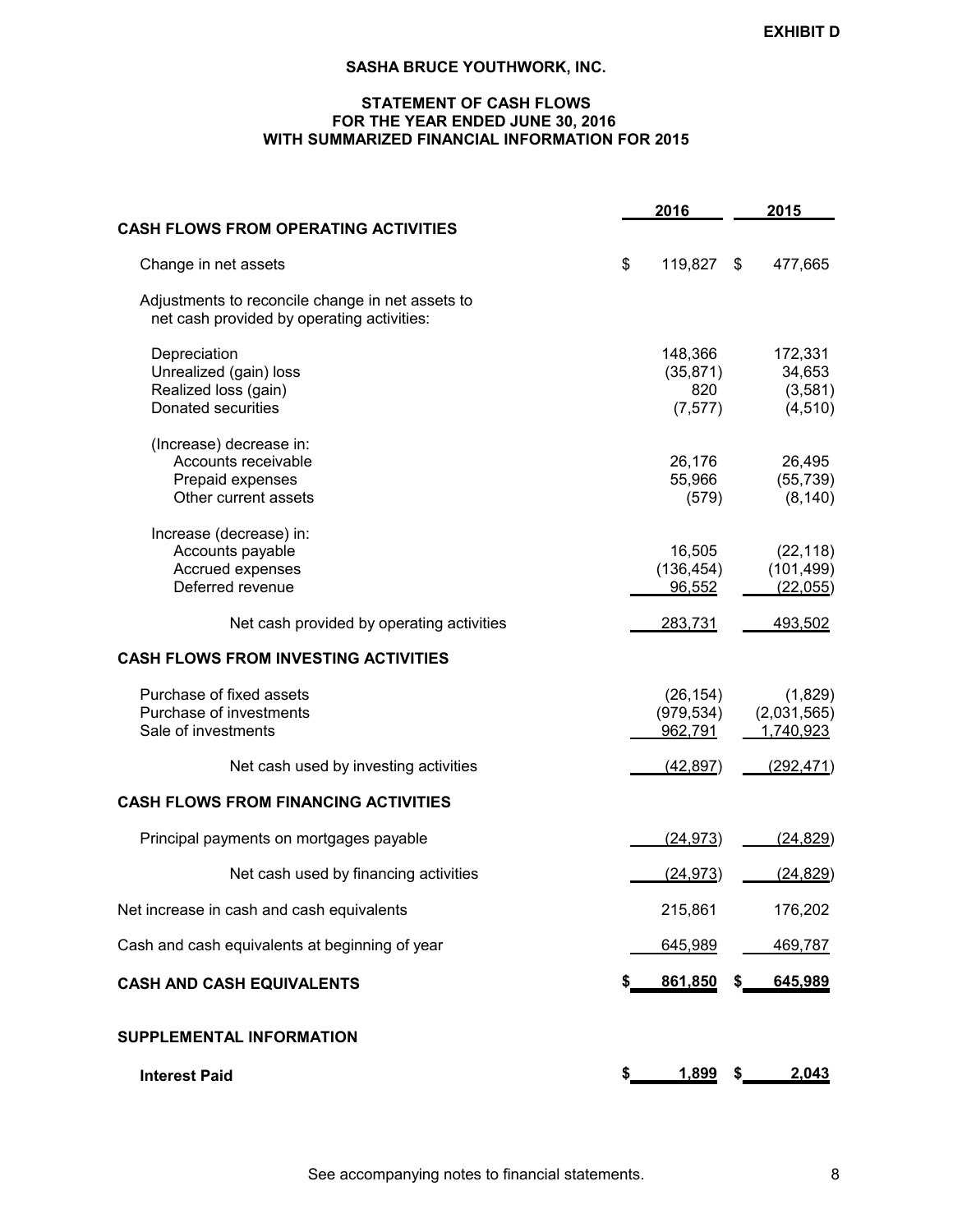**EXHIBIT D**

# SASHA BRUCE YOUTHWORK, INC.

## STATEMENT OF CASH FLOWS
## FOR THE YEAR ENDED JUNE 30, 2016
## WITH SUMMARIZED FINANCIAL INFORMATION FOR 2015

| | 2016 | 2015 |
|---|---|---|
| **CASH FLOWS FROM OPERATING ACTIVITIES** | | |
| Change in net assets | $ 119,827 | $ 477,665 |
| Adjustments to reconcile change in net assets to net cash provided by operating activities: | | |
| Depreciation | 148,366 | 172,331 |
| Unrealized (gain) loss | (35,871) | 34,653 |
| Realized loss (gain) | 820 | (3,581) |
| Donated securities | (7,577) | (4,510) |
| (Increase) decrease in: | | |
| Accounts receivable | 26,176 | 26,495 |
| Prepaid expenses | 55,966 | (55,739) |
| Other current assets | (579) | (8,140) |
| Increase (decrease) in: | | |
| Accounts payable | 16,505 | (22,118) |
| Accrued expenses | (136,454) | (101,499) |
| Deferred revenue | 96,552 | (22,055) |
| Net cash provided by operating activities | 283,731 | 493,502 |
| **CASH FLOWS FROM INVESTING ACTIVITIES** | | |
| Purchase of fixed assets | (26,154) | (1,829) |
| Purchase of investments | (979,534) | (2,031,565) |
| Sale of investments | 962,791 | 1,740,923 |
| Net cash used by investing activities | (42,897) | (292,471) |
| **CASH FLOWS FROM FINANCING ACTIVITIES** | | |
| Principal payments on mortgages payable | (24,973) | (24,829) |
| Net cash used by financing activities | (24,973) | (24,829) |
| Net increase in cash and cash equivalents | 215,861 | 176,202 |
| Cash and cash equivalents at beginning of year | 645,989 | 469,787 |
| **CASH AND CASH EQUIVALENTS** | **$ 861,850** | **$ 645,989** |
| **SUPPLEMENTAL INFORMATION** | | |
| **Interest Paid** | **$ 1,899** | **$ 2,043** |

See accompanying notes to financial statements.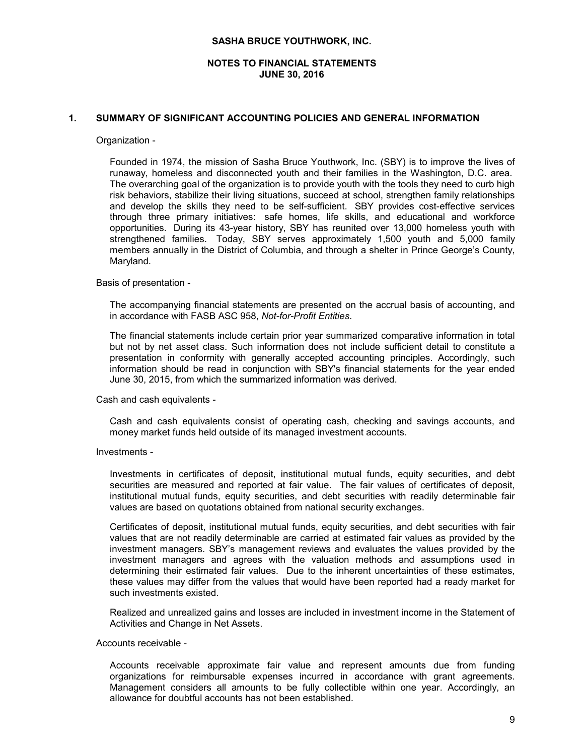# SASHA BRUCE YOUTHWORK, INC.

## NOTES TO FINANCIAL STATEMENTS
## JUNE 30, 2016

### 1. SUMMARY OF SIGNIFICANT ACCOUNTING POLICIES AND GENERAL INFORMATION

Organization -

Founded in 1974, the mission of Sasha Bruce Youthwork, Inc. (SBY) is to improve the lives of runaway, homeless and disconnected youth and their families in the Washington, D.C. area. The overarching goal of the organization is to provide youth with the tools they need to curb high risk behaviors, stabilize their living situations, succeed at school, strengthen family relationships and develop the skills they need to be self-sufficient. SBY provides cost-effective services through three primary initiatives: safe homes, life skills, and educational and workforce opportunities. During its 43-year history, SBY has reunited over 13,000 homeless youth with strengthened families. Today, SBY serves approximately 1,500 youth and 5,000 family members annually in the District of Columbia, and through a shelter in Prince George's County, Maryland.

Basis of presentation -

The accompanying financial statements are presented on the accrual basis of accounting, and in accordance with FASB ASC 958, *Not-for-Profit Entities*.

The financial statements include certain prior year summarized comparative information in total but not by net asset class. Such information does not include sufficient detail to constitute a presentation in conformity with generally accepted accounting principles. Accordingly, such information should be read in conjunction with SBY's financial statements for the year ended June 30, 2015, from which the summarized information was derived.

Cash and cash equivalents -

Cash and cash equivalents consist of operating cash, checking and savings accounts, and money market funds held outside of its managed investment accounts.

Investments -

Investments in certificates of deposit, institutional mutual funds, equity securities, and debt securities are measured and reported at fair value. The fair values of certificates of deposit, institutional mutual funds, equity securities, and debt securities with readily determinable fair values are based on quotations obtained from national security exchanges.

Certificates of deposit, institutional mutual funds, equity securities, and debt securities with fair values that are not readily determinable are carried at estimated fair values as provided by the investment managers. SBY's management reviews and evaluates the values provided by the investment managers and agrees with the valuation methods and assumptions used in determining their estimated fair values. Due to the inherent uncertainties of these estimates, these values may differ from the values that would have been reported had a ready market for such investments existed.

Realized and unrealized gains and losses are included in investment income in the Statement of Activities and Change in Net Assets.

Accounts receivable -

Accounts receivable approximate fair value and represent amounts due from funding organizations for reimbursable expenses incurred in accordance with grant agreements. Management considers all amounts to be fully collectible within one year. Accordingly, an allowance for doubtful accounts has not been established.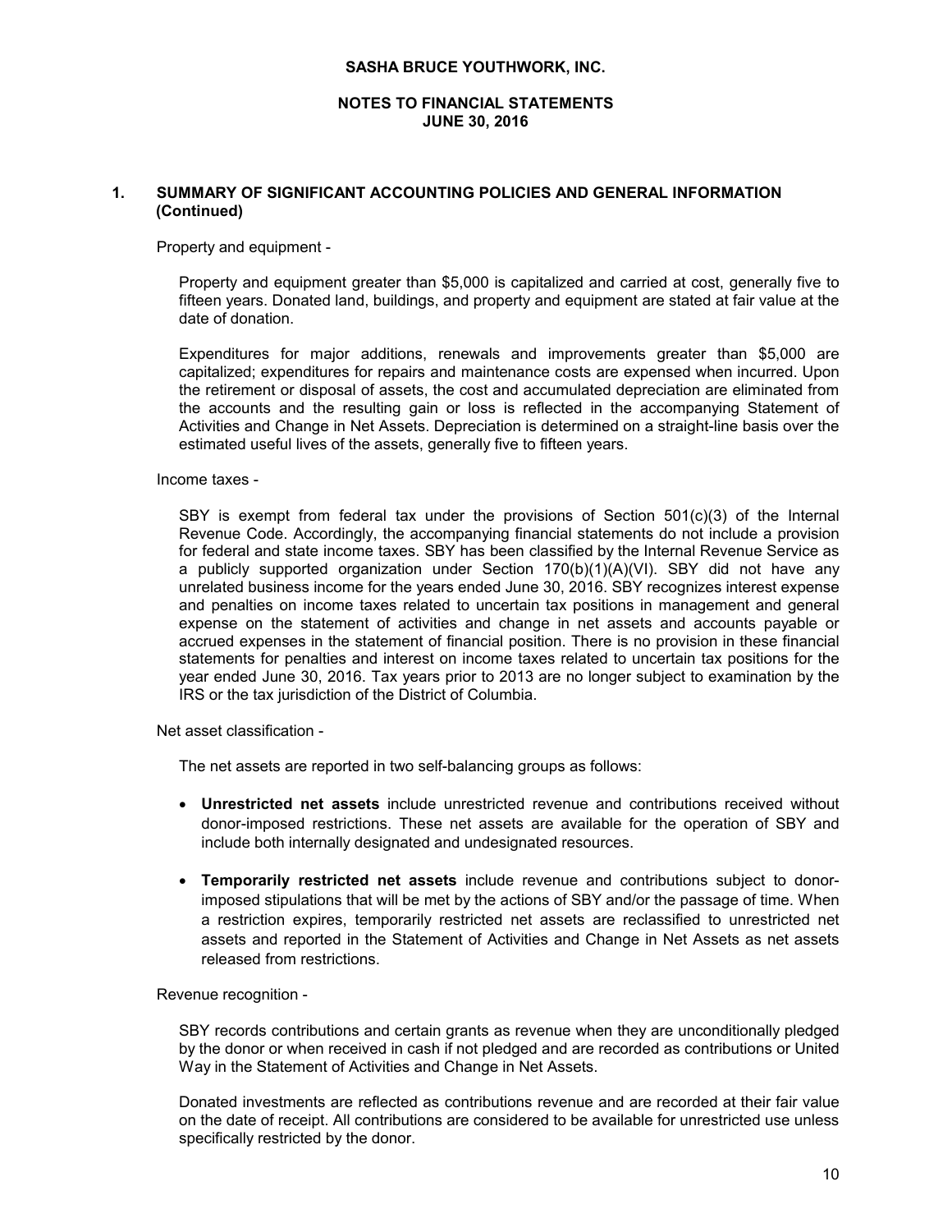# SASHA BRUCE YOUTHWORK, INC.

## NOTES TO FINANCIAL STATEMENTS
## JUNE 30, 2016

### 1. SUMMARY OF SIGNIFICANT ACCOUNTING POLICIES AND GENERAL INFORMATION (Continued)

Property and equipment -

Property and equipment greater than $5,000 is capitalized and carried at cost, generally five to fifteen years. Donated land, buildings, and property and equipment are stated at fair value at the date of donation.

Expenditures for major additions, renewals and improvements greater than $5,000 are capitalized; expenditures for repairs and maintenance costs are expensed when incurred. Upon the retirement or disposal of assets, the cost and accumulated depreciation are eliminated from the accounts and the resulting gain or loss is reflected in the accompanying Statement of Activities and Change in Net Assets. Depreciation is determined on a straight-line basis over the estimated useful lives of the assets, generally five to fifteen years.

Income taxes -

SBY is exempt from federal tax under the provisions of Section 501(c)(3) of the Internal Revenue Code. Accordingly, the accompanying financial statements do not include a provision for federal and state income taxes. SBY has been classified by the Internal Revenue Service as a publicly supported organization under Section 170(b)(1)(A)(VI). SBY did not have any unrelated business income for the years ended June 30, 2016. SBY recognizes interest expense and penalties on income taxes related to uncertain tax positions in management and general expense on the statement of activities and change in net assets and accounts payable or accrued expenses in the statement of financial position. There is no provision in these financial statements for penalties and interest on income taxes related to uncertain tax positions for the year ended June 30, 2016. Tax years prior to 2013 are no longer subject to examination by the IRS or the tax jurisdiction of the District of Columbia.

Net asset classification -

The net assets are reported in two self-balancing groups as follows:

- **Unrestricted net assets** include unrestricted revenue and contributions received without donor-imposed restrictions. These net assets are available for the operation of SBY and include both internally designated and undesignated resources.
- **Temporarily restricted net assets** include revenue and contributions subject to donor-imposed stipulations that will be met by the actions of SBY and/or the passage of time. When a restriction expires, temporarily restricted net assets are reclassified to unrestricted net assets and reported in the Statement of Activities and Change in Net Assets as net assets released from restrictions.

Revenue recognition -

SBY records contributions and certain grants as revenue when they are unconditionally pledged by the donor or when received in cash if not pledged and are recorded as contributions or United Way in the Statement of Activities and Change in Net Assets.

Donated investments are reflected as contributions revenue and are recorded at their fair value on the date of receipt. All contributions are considered to be available for unrestricted use unless specifically restricted by the donor.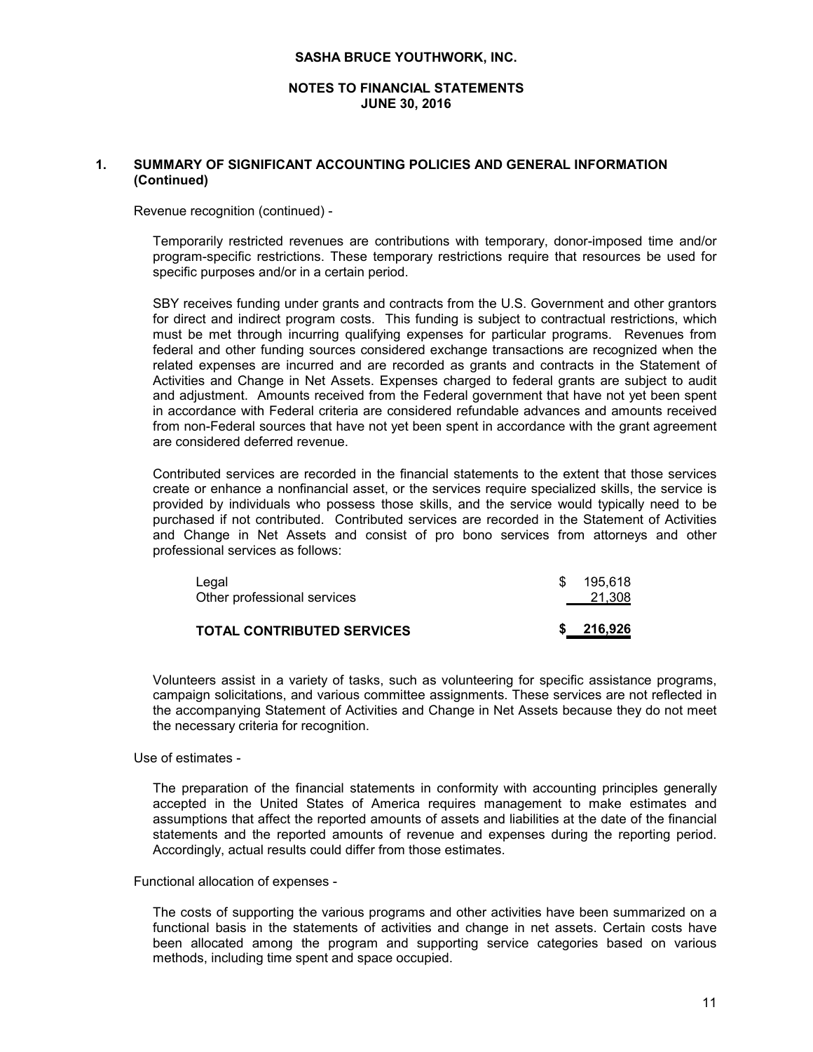## 1. SUMMARY OF SIGNIFICANT ACCOUNTING POLICIES AND GENERAL INFORMATION (Continued)

Revenue recognition (continued) -

Temporarily restricted revenues are contributions with temporary, donor-imposed time and/or program-specific restrictions. These temporary restrictions require that resources be used for specific purposes and/or in a certain period.

SBY receives funding under grants and contracts from the U.S. Government and other grantors for direct and indirect program costs. This funding is subject to contractual restrictions, which must be met through incurring qualifying expenses for particular programs. Revenues from federal and other funding sources considered exchange transactions are recognized when the related expenses are incurred and are recorded as grants and contracts in the Statement of Activities and Change in Net Assets. Expenses charged to federal grants are subject to audit and adjustment. Amounts received from the Federal government that have not yet been spent in accordance with Federal criteria are considered refundable advances and amounts received from non-Federal sources that have not yet been spent in accordance with the grant agreement are considered deferred revenue.

Contributed services are recorded in the financial statements to the extent that those services create or enhance a nonfinancial asset, or the services require specialized skills, the service is provided by individuals who possess those skills, and the service would typically need to be purchased if not contributed. Contributed services are recorded in the Statement of Activities and Change in Net Assets and consist of pro bono services from attorneys and other professional services as follows:

| | |
|---|---|
| Legal | $ 195,618 |
| Other professional services | 21,308 |
| **TOTAL CONTRIBUTED SERVICES** | **$ 216,926** |

Volunteers assist in a variety of tasks, such as volunteering for specific assistance programs, campaign solicitations, and various committee assignments. These services are not reflected in the accompanying Statement of Activities and Change in Net Assets because they do not meet the necessary criteria for recognition.

Use of estimates -

The preparation of the financial statements in conformity with accounting principles generally accepted in the United States of America requires management to make estimates and assumptions that affect the reported amounts of assets and liabilities at the date of the financial statements and the reported amounts of revenue and expenses during the reporting period. Accordingly, actual results could differ from those estimates.

Functional allocation of expenses -

The costs of supporting the various programs and other activities have been summarized on a functional basis in the statements of activities and change in net assets. Certain costs have been allocated among the program and supporting service categories based on various methods, including time spent and space occupied.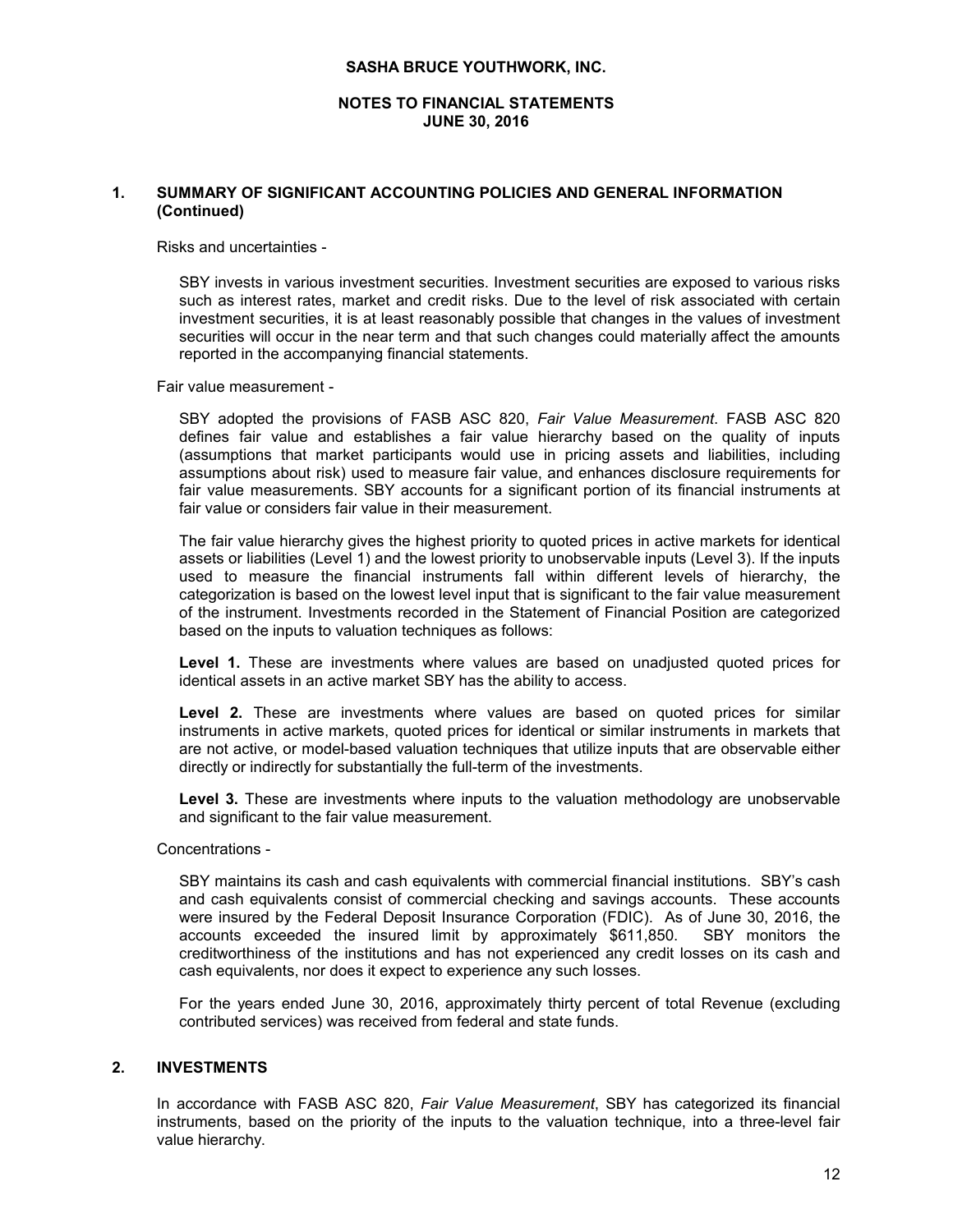# SASHA BRUCE YOUTHWORK, INC.

## NOTES TO FINANCIAL STATEMENTS
## JUNE 30, 2016

### 1. SUMMARY OF SIGNIFICANT ACCOUNTING POLICIES AND GENERAL INFORMATION (Continued)

Risks and uncertainties -

SBY invests in various investment securities. Investment securities are exposed to various risks such as interest rates, market and credit risks. Due to the level of risk associated with certain investment securities, it is at least reasonably possible that changes in the values of investment securities will occur in the near term and that such changes could materially affect the amounts reported in the accompanying financial statements.

Fair value measurement -

SBY adopted the provisions of FASB ASC 820, *Fair Value Measurement*. FASB ASC 820 defines fair value and establishes a fair value hierarchy based on the quality of inputs (assumptions that market participants would use in pricing assets and liabilities, including assumptions about risk) used to measure fair value, and enhances disclosure requirements for fair value measurements. SBY accounts for a significant portion of its financial instruments at fair value or considers fair value in their measurement.

The fair value hierarchy gives the highest priority to quoted prices in active markets for identical assets or liabilities (Level 1) and the lowest priority to unobservable inputs (Level 3). If the inputs used to measure the financial instruments fall within different levels of hierarchy, the categorization is based on the lowest level input that is significant to the fair value measurement of the instrument. Investments recorded in the Statement of Financial Position are categorized based on the inputs to valuation techniques as follows:

**Level 1.** These are investments where values are based on unadjusted quoted prices for identical assets in an active market SBY has the ability to access.

**Level 2.** These are investments where values are based on quoted prices for similar instruments in active markets, quoted prices for identical or similar instruments in markets that are not active, or model-based valuation techniques that utilize inputs that are observable either directly or indirectly for substantially the full-term of the investments.

**Level 3.** These are investments where inputs to the valuation methodology are unobservable and significant to the fair value measurement.

Concentrations -

SBY maintains its cash and cash equivalents with commercial financial institutions. SBY's cash and cash equivalents consist of commercial checking and savings accounts. These accounts were insured by the Federal Deposit Insurance Corporation (FDIC). As of June 30, 2016, the accounts exceeded the insured limit by approximately $611,850. SBY monitors the creditworthiness of the institutions and has not experienced any credit losses on its cash and cash equivalents, nor does it expect to experience any such losses.

For the years ended June 30, 2016, approximately thirty percent of total Revenue (excluding contributed services) was received from federal and state funds.

### 2. INVESTMENTS

In accordance with FASB ASC 820, *Fair Value Measurement*, SBY has categorized its financial instruments, based on the priority of the inputs to the valuation technique, into a three-level fair value hierarchy.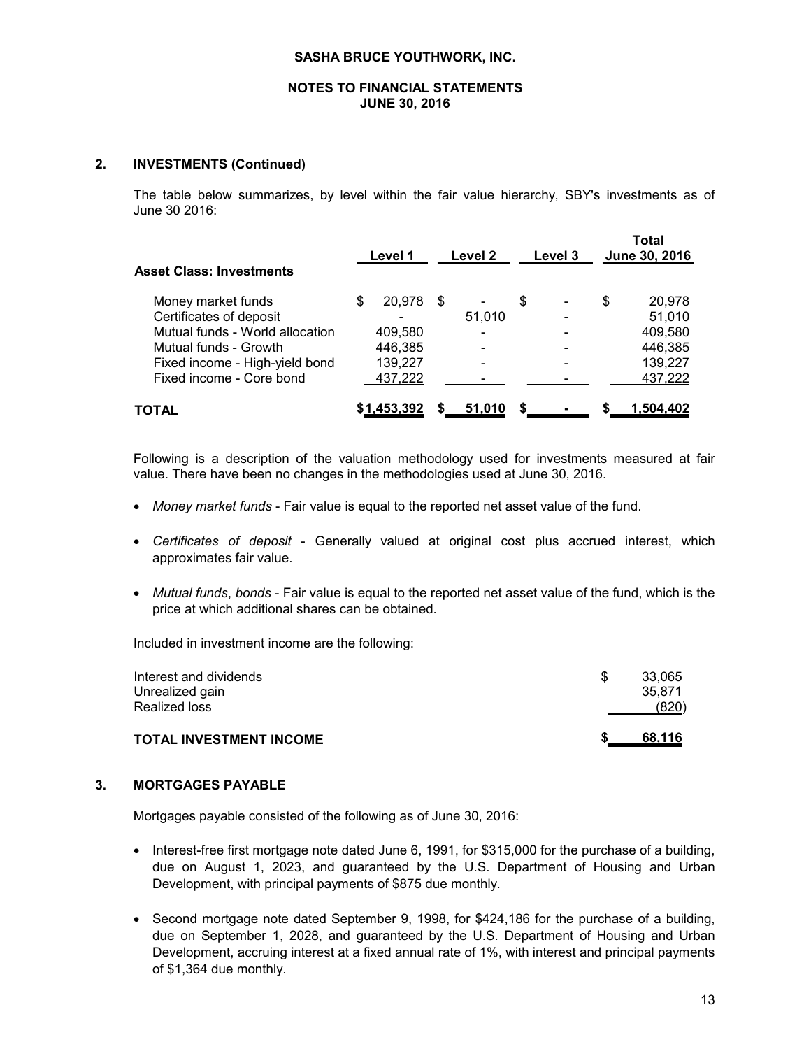## 2. INVESTMENTS (Continued)

The table below summarizes, by level within the fair value hierarchy, SBY's investments as of June 30 2016:

| Asset Class: Investments | Level 1 | Level 2 | Level 3 | Total June 30, 2016 |
|---|---|---|---|---|
| Money market funds | $ 20,978 | $ - | $ - | $ 20,978 |
| Certificates of deposit | - | 51,010 | - | 51,010 |
| Mutual funds - World allocation | 409,580 | - | - | 409,580 |
| Mutual funds - Growth | 446,385 | - | - | 446,385 |
| Fixed income - High-yield bond | 139,227 | - | - | 139,227 |
| Fixed income - Core bond | 437,222 | - | - | 437,222 |
| **TOTAL** | **$1,453,392** | **$ 51,010** | **$ -** | **$ 1,504,402** |

Following is a description of the valuation methodology used for investments measured at fair value. There have been no changes in the methodologies used at June 30, 2016.

- *Money market funds* - Fair value is equal to the reported net asset value of the fund.
- *Certificates of deposit* - Generally valued at original cost plus accrued interest, which approximates fair value.
- *Mutual funds*, *bonds* - Fair value is equal to the reported net asset value of the fund, which is the price at which additional shares can be obtained.

Included in investment income are the following:

| | |
|---|---|
| Interest and dividends | $ 33,065 |
| Unrealized gain | 35,871 |
| Realized loss | (820) |
| **TOTAL INVESTMENT INCOME** | **$ 68,116** |

## 3. MORTGAGES PAYABLE

Mortgages payable consisted of the following as of June 30, 2016:

- Interest-free first mortgage note dated June 6, 1991, for $315,000 for the purchase of a building, due on August 1, 2023, and guaranteed by the U.S. Department of Housing and Urban Development, with principal payments of $875 due monthly.
- Second mortgage note dated September 9, 1998, for $424,186 for the purchase of a building, due on September 1, 2028, and guaranteed by the U.S. Department of Housing and Urban Development, accruing interest at a fixed annual rate of 1%, with interest and principal payments of $1,364 due monthly.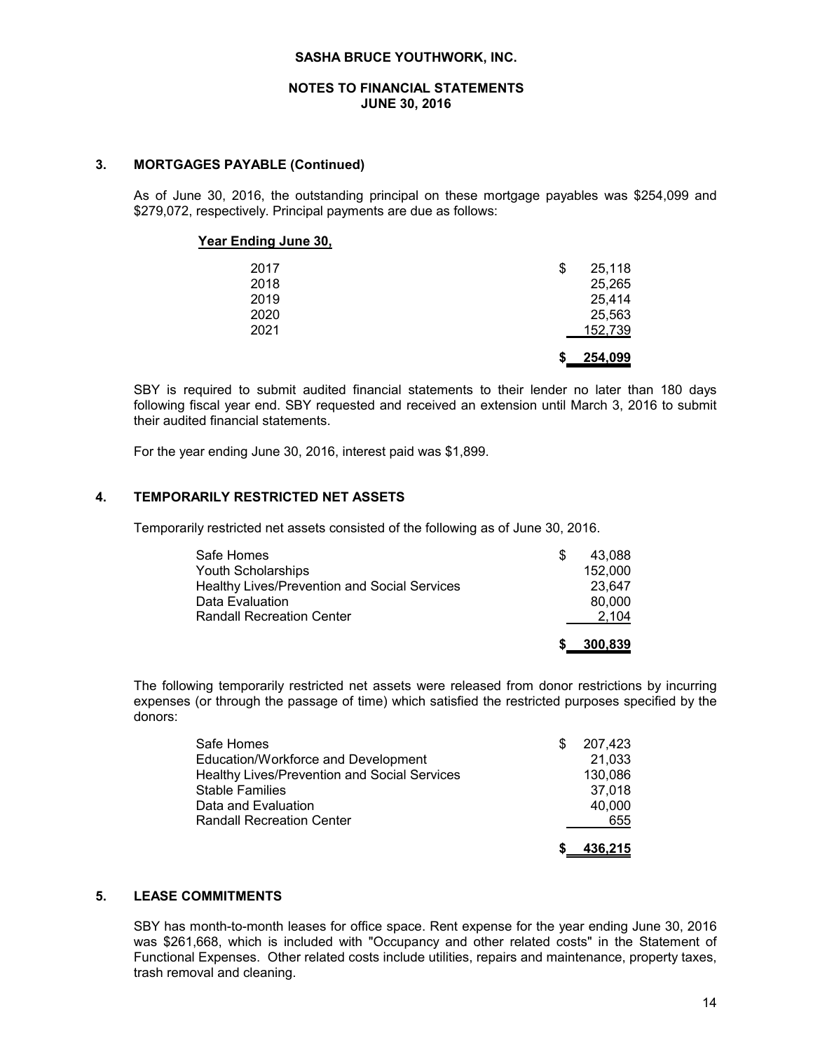**SASHA BRUCE YOUTHWORK, INC.**

**NOTES TO FINANCIAL STATEMENTS**
**JUNE 30, 2016**

### 3. MORTGAGES PAYABLE (Continued)

As of June 30, 2016, the outstanding principal on these mortgage payables was $254,099 and $279,072, respectively. Principal payments are due as follows:

| Year Ending June 30, | |
|---|---|
| 2017 | $ 25,118 |
| 2018 | 25,265 |
| 2019 | 25,414 |
| 2020 | 25,563 |
| 2021 | 152,739 |
| | **$ 254,099** |

SBY is required to submit audited financial statements to their lender no later than 180 days following fiscal year end. SBY requested and received an extension until March 3, 2016 to submit their audited financial statements.

For the year ending June 30, 2016, interest paid was $1,899.

### 4. TEMPORARILY RESTRICTED NET ASSETS

Temporarily restricted net assets consisted of the following as of June 30, 2016.

| | |
|---|---|
| Safe Homes | $ 43,088 |
| Youth Scholarships | 152,000 |
| Healthy Lives/Prevention and Social Services | 23,647 |
| Data Evaluation | 80,000 |
| Randall Recreation Center | 2,104 |
| | **$ 300,839** |

The following temporarily restricted net assets were released from donor restrictions by incurring expenses (or through the passage of time) which satisfied the restricted purposes specified by the donors:

| | |
|---|---|
| Safe Homes | $ 207,423 |
| Education/Workforce and Development | 21,033 |
| Healthy Lives/Prevention and Social Services | 130,086 |
| Stable Families | 37,018 |
| Data and Evaluation | 40,000 |
| Randall Recreation Center | 655 |
| | **$ 436,215** |

### 5. LEASE COMMITMENTS

SBY has month-to-month leases for office space. Rent expense for the year ending June 30, 2016 was $261,668, which is included with "Occupancy and other related costs" in the Statement of Functional Expenses. Other related costs include utilities, repairs and maintenance, property taxes, trash removal and cleaning.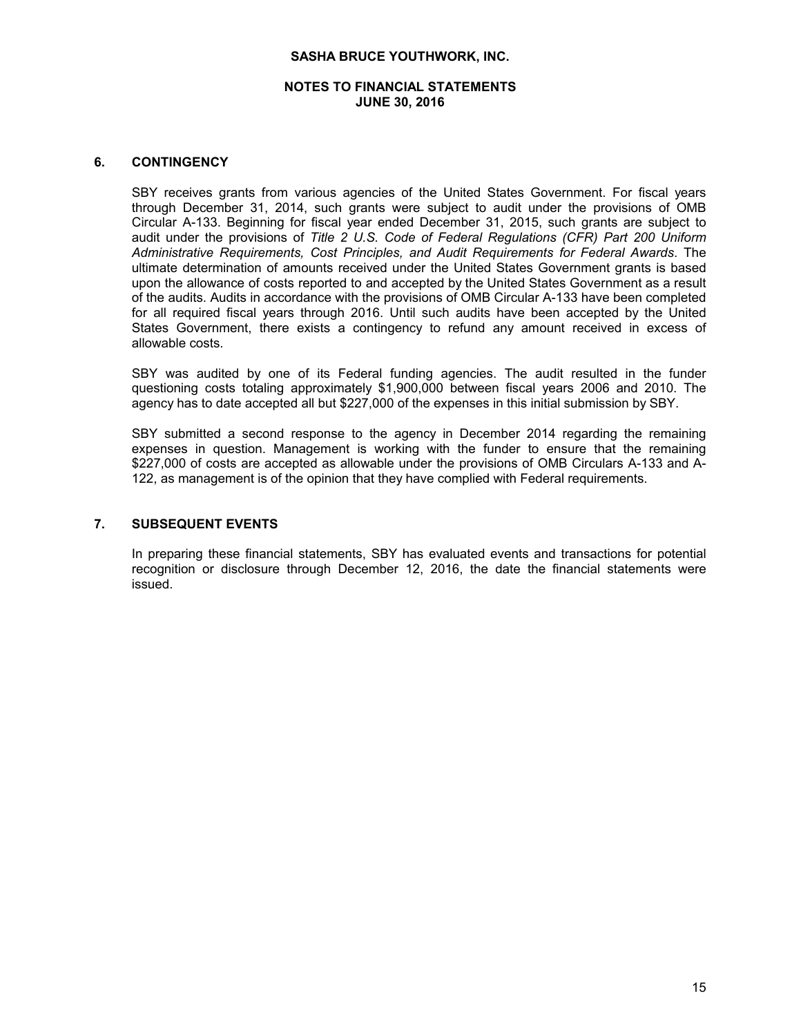# SASHA BRUCE YOUTHWORK, INC.

## NOTES TO FINANCIAL STATEMENTS
## JUNE 30, 2016

### 6. CONTINGENCY

SBY receives grants from various agencies of the United States Government. For fiscal years through December 31, 2014, such grants were subject to audit under the provisions of OMB Circular A-133. Beginning for fiscal year ended December 31, 2015, such grants are subject to audit under the provisions of *Title 2 U.S. Code of Federal Regulations (CFR) Part 200 Uniform Administrative Requirements, Cost Principles, and Audit Requirements for Federal Awards*. The ultimate determination of amounts received under the United States Government grants is based upon the allowance of costs reported to and accepted by the United States Government as a result of the audits. Audits in accordance with the provisions of OMB Circular A-133 have been completed for all required fiscal years through 2016. Until such audits have been accepted by the United States Government, there exists a contingency to refund any amount received in excess of allowable costs.

SBY was audited by one of its Federal funding agencies. The audit resulted in the funder questioning costs totaling approximately $1,900,000 between fiscal years 2006 and 2010. The agency has to date accepted all but $227,000 of the expenses in this initial submission by SBY.

SBY submitted a second response to the agency in December 2014 regarding the remaining expenses in question. Management is working with the funder to ensure that the remaining $227,000 of costs are accepted as allowable under the provisions of OMB Circulars A-133 and A-122, as management is of the opinion that they have complied with Federal requirements.

### 7. SUBSEQUENT EVENTS

In preparing these financial statements, SBY has evaluated events and transactions for potential recognition or disclosure through December 12, 2016, the date the financial statements were issued.